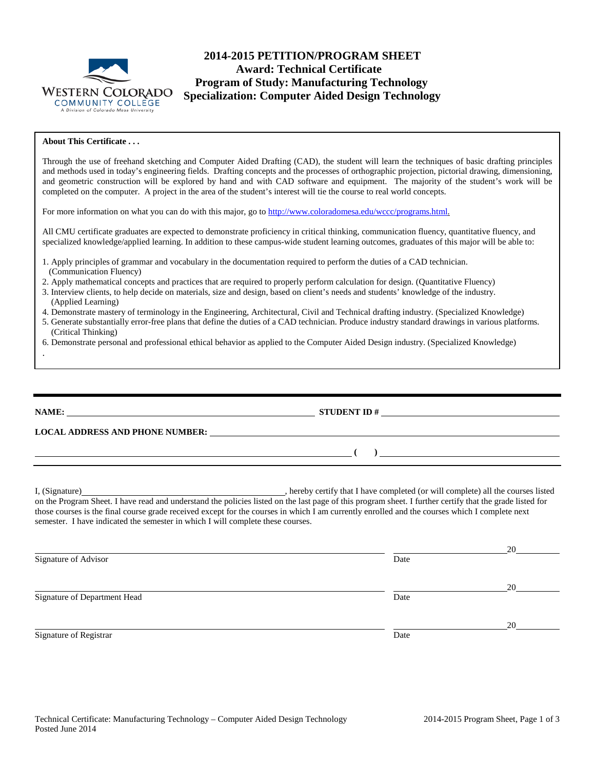# 2014-2015 PETITION/PROGRAM SHEET

## Award: Technical Certificate

## Program of Study: Manufacturing Technology

## Specialization: Computer Aided Design Technology

**About This Certificate . . .**

Through the use of freehand sketching and Computer Aided Drafting (CAD), the student will learn the techniques of basic drafting principles and methods used in today's engineering fields. Drafting concepts and the processes of orthographic projection, pictorial drawing, dimensioning, and geometric construction will be explored by hand and with CAD software and equipment. The majority of the student's work will be completed on the computer. A project in the area of the student's interest will tie the course to real world concepts.

For more information on what you can do with this major, go to http://www.coloradomesa.edu/wccc/programs.html.

All CMU certificate graduates are expected to demonstrate proficiency in critical thinking, communication fluency, quantitative fluency, and specialized knowledge/applied learning. In addition to these campus-wide student learning outcomes, graduates of this major will be able to:

1. Apply principles of grammar and vocabulary in the documentation required to perform the duties of a CAD technician. (Communication Fluency)
2. Apply mathematical concepts and practices that are required to properly perform calculation for design. (Quantitative Fluency)
3. Interview clients, to help decide on materials, size and design, based on client's needs and students' knowledge of the industry. (Applied Learning)
4. Demonstrate mastery of terminology in the Engineering, Architectural, Civil and Technical drafting industry. (Specialized Knowledge)
5. Generate substantially error-free plans that define the duties of a CAD technician. Produce industry standard drawings in various platforms. (Critical Thinking)
6. Demonstrate personal and professional ethical behavior as applied to the Computer Aided Design industry. (Specialized Knowledge)

.

---

**NAME:** ______________________________ **STUDENT ID #** ______________________________

**LOCAL ADDRESS AND PHONE NUMBER:** ______________________________

______________________________ **( )** ______________________________

---

I, (Signature)______________________________, hereby certify that I have completed (or will complete) all the courses listed on the Program Sheet. I have read and understand the policies listed on the last page of this program sheet. I further certify that the grade listed for those courses is the final course grade received except for the courses in which I am currently enrolled and the courses which I complete next semester. I have indicated the semester in which I will complete these courses.

______________________________ ______________20______
Signature of Advisor Date

______________________________ ______________20______
Signature of Department Head Date

______________________________ ______________20______
Signature of Registrar Date

Technical Certificate: Manufacturing Technology – Computer Aided Design Technology
Posted June 2014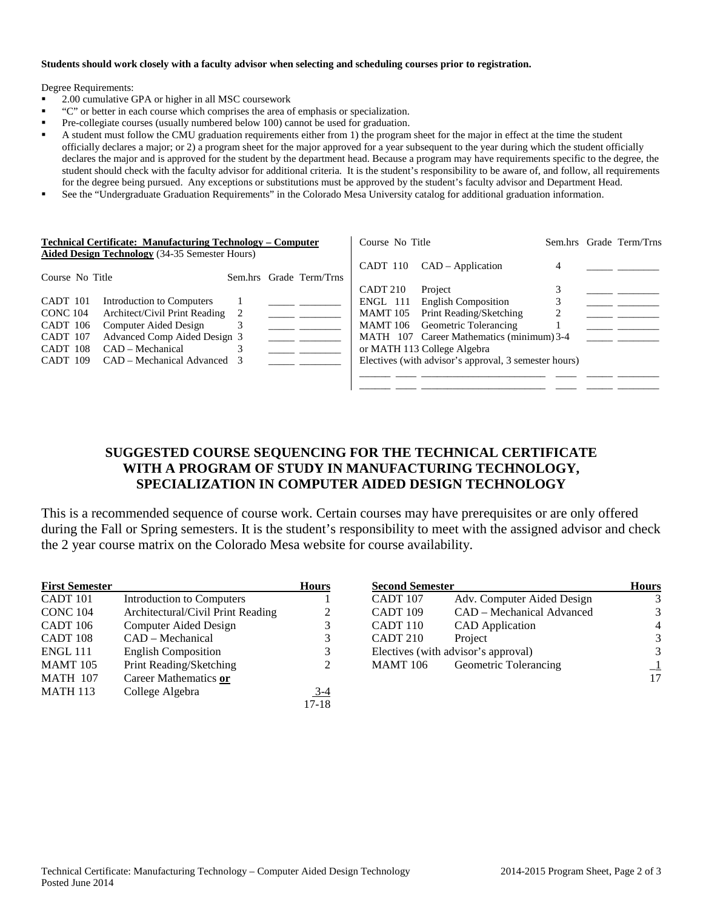**Students should work closely with a faculty advisor when selecting and scheduling courses prior to registration.**

Degree Requirements:

- 2.00 cumulative GPA or higher in all MSC coursework
- "C" or better in each course which comprises the area of emphasis or specialization.
- Pre-collegiate courses (usually numbered below 100) cannot be used for graduation.
- A student must follow the CMU graduation requirements either from 1) the program sheet for the major in effect at the time the student officially declares a major; or 2) a program sheet for the major approved for a year subsequent to the year during which the student officially declares the major and is approved for the student by the department head. Because a program may have requirements specific to the degree, the student should check with the faculty advisor for additional criteria. It is the student's responsibility to be aware of, and follow, all requirements for the degree being pursued. Any exceptions or substitutions must be approved by the student's faculty advisor and Department Head.
- See the "Undergraduate Graduation Requirements" in the Colorado Mesa University catalog for additional graduation information.

**Technical Certificate: Manufacturing Technology – Computer Aided Design Technology** (34-35 Semester Hours)

| Course No | Title | Sem.hrs | Grade | Term/Trns |
|---|---|---|---|---|
| CADT 101 | Introduction to Computers | 1 | _____ | ________ |
| CONC 104 | Architect/Civil Print Reading | 2 | _____ | ________ |
| CADT 106 | Computer Aided Design | 3 | _____ | ________ |
| CADT 107 | Advanced Comp Aided Design | 3 | _____ | ________ |
| CADT 108 | CAD – Mechanical | 3 | _____ | ________ |
| CADT 109 | CAD – Mechanical Advanced | 3 | _____ | ________ |
| CADT 110 | CAD – Application | 4 | _____ | ________ |
| CADT 210 | Project | 3 | _____ | ________ |
| ENGL 111 | English Composition | 3 | _____ | ________ |
| MAMT 105 | Print Reading/Sketching | 2 | _____ | ________ |
| MAMT 106 | Geometric Tolerancing | 1 | _____ | ________ |
| MATH 107 | Career Mathematics (minimum) or MATH 113 College Algebra | 3-4 | _____ | ________ |
| Electives (with advisor's approval, 3 semester hours) | | | | |
| ______ ____ | ______________________ | ____ | _____ | ________ |
| ______ ____ | ______________________ | ____ | _____ | ________ |

## SUGGESTED COURSE SEQUENCING FOR THE TECHNICAL CERTIFICATE WITH A PROGRAM OF STUDY IN MANUFACTURING TECHNOLOGY, SPECIALIZATION IN COMPUTER AIDED DESIGN TECHNOLOGY

This is a recommended sequence of course work. Certain courses may have prerequisites or are only offered during the Fall or Spring semesters. It is the student's responsibility to meet with the assigned advisor and check the 2 year course matrix on the Colorado Mesa website for course availability.

| First Semester | | Hours |
|---|---|---|
| CADT 101 | Introduction to Computers | 1 |
| CONC 104 | Architectural/Civil Print Reading | 2 |
| CADT 106 | Computer Aided Design | 3 |
| CADT 108 | CAD – Mechanical | 3 |
| ENGL 111 | English Composition | 3 |
| MAMT 105 | Print Reading/Sketching | 2 |
| MATH 107 | Career Mathematics **or** | |
| MATH 113 | College Algebra | 3-4 |
| | | 17-18 |

| Second Semester | | Hours |
|---|---|---|
| CADT 107 | Adv. Computer Aided Design | 3 |
| CADT 109 | CAD – Mechanical Advanced | 3 |
| CADT 110 | CAD Application | 4 |
| CADT 210 | Project | 3 |
| Electives (with advisor's approval) | | 3 |
| MAMT 106 | Geometric Tolerancing | 1 |
| | | 17 |

Posted June 2014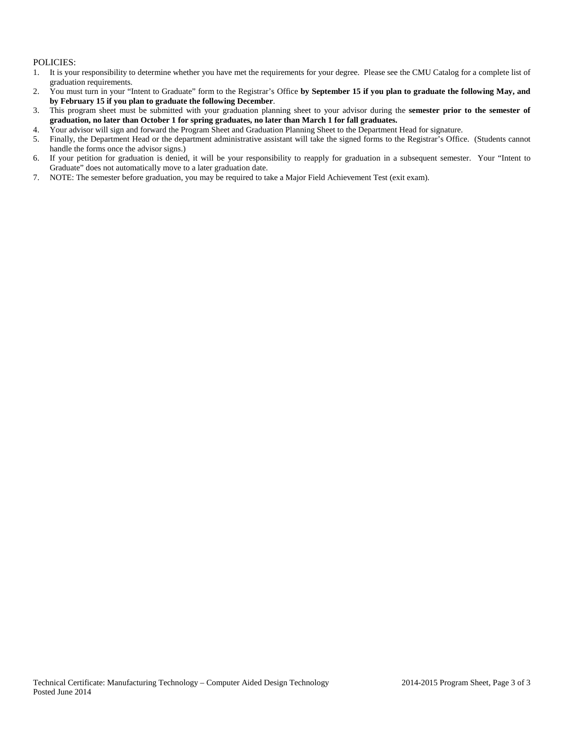POLICIES:

1. It is your responsibility to determine whether you have met the requirements for your degree. Please see the CMU Catalog for a complete list of graduation requirements.
2. You must turn in your "Intent to Graduate" form to the Registrar's Office **by September 15 if you plan to graduate the following May, and by February 15 if you plan to graduate the following December**.
3. This program sheet must be submitted with your graduation planning sheet to your advisor during the **semester prior to the semester of graduation, no later than October 1 for spring graduates, no later than March 1 for fall graduates.**
4. Your advisor will sign and forward the Program Sheet and Graduation Planning Sheet to the Department Head for signature.
5. Finally, the Department Head or the department administrative assistant will take the signed forms to the Registrar's Office. (Students cannot handle the forms once the advisor signs.)
6. If your petition for graduation is denied, it will be your responsibility to reapply for graduation in a subsequent semester. Your "Intent to Graduate" does not automatically move to a later graduation date.
7. NOTE: The semester before graduation, you may be required to take a Major Field Achievement Test (exit exam).